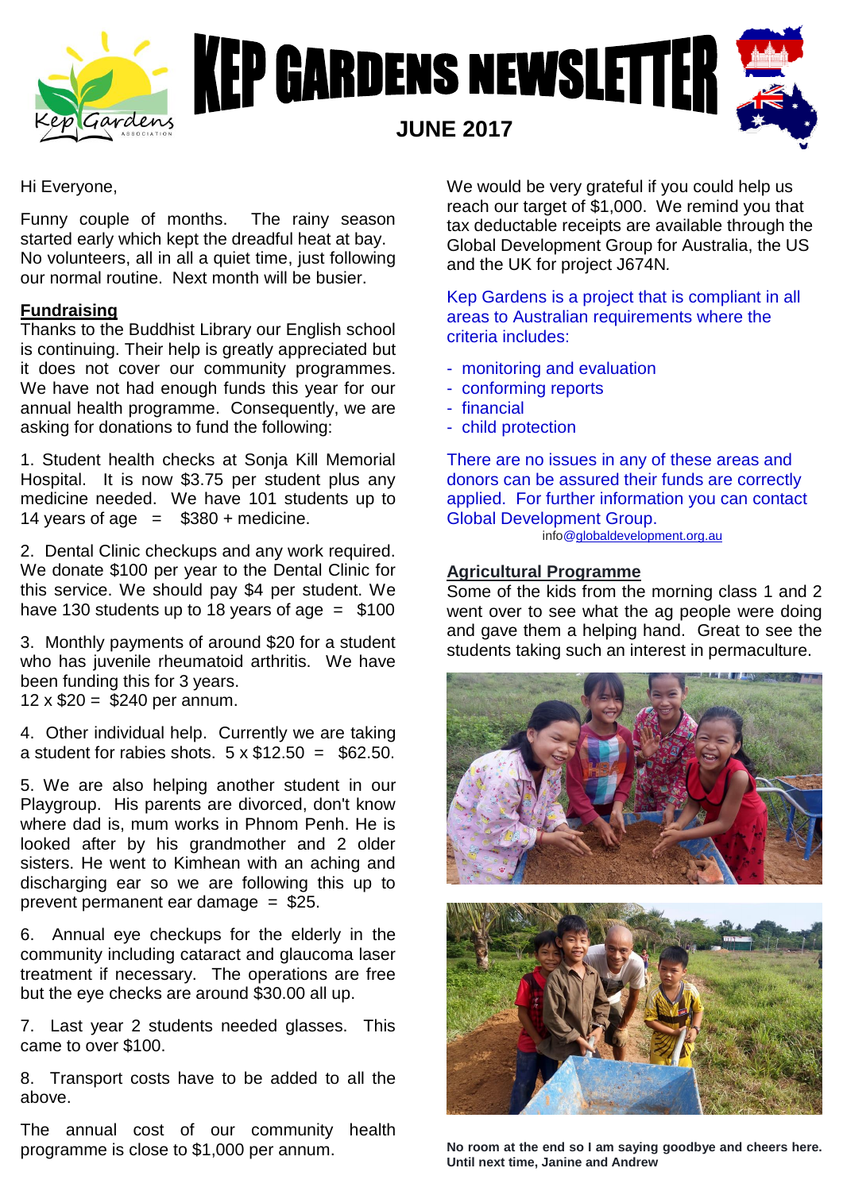# KEP GARDENS NEWSLETTER

**JUNE 2017**

Hi Everyone,

Funny couple of months. The rainy season started early which kept the dreadful heat at bay. No volunteers, all in all a quiet time, just following our normal routine. Next month will be busier.

## Fundraising

Thanks to the Buddhist Library our English school is continuing. Their help is greatly appreciated but it does not cover our community programmes. We have not had enough funds this year for our annual health programme. Consequently, we are asking for donations to fund the following:

1. Student health checks at Sonja Kill Memorial Hospital. It is now $3.75 per student plus any medicine needed. We have 101 students up to 14 years of age = $380 + medicine.

2. Dental Clinic checkups and any work required. We donate $100 per year to the Dental Clinic for this service. We should pay $4 per student. We have 130 students up to 18 years of age = $100

3. Monthly payments of around $20 for a student who has juvenile rheumatoid arthritis. We have been funding this for 3 years. 12 x $20 = $240 per annum.

4. Other individual help. Currently we are taking a student for rabies shots. 5 x $12.50 = $62.50.

5. We are also helping another student in our Playgroup. His parents are divorced, don't know where dad is, mum works in Phnom Penh. He is looked after by his grandmother and 2 older sisters. He went to Kimhean with an aching and discharging ear so we are following this up to prevent permanent ear damage = $25.

6. Annual eye checkups for the elderly in the community including cataract and glaucoma laser treatment if necessary. The operations are free but the eye checks are around $30.00 all up.

7. Last year 2 students needed glasses. This came to over $100.

8. Transport costs have to be added to all the above.

The annual cost of our community health programme is close to $1,000 per annum.

We would be very grateful if you could help us reach our target of $1,000. We remind you that tax deductable receipts are available through the Global Development Group for Australia, the US and the UK for project J674N.

Kep Gardens is a project that is compliant in all areas to Australian requirements where the criteria includes:

- monitoring and evaluation
- conforming reports
- financial
- child protection

There are no issues in any of these areas and donors can be assured their funds are correctly applied. For further information you can contact Global Development Group.

info@globaldevelopment.org.au

## Agricultural Programme

Some of the kids from the morning class 1 and 2 went over to see what the ag people were doing and gave them a helping hand. Great to see the students taking such an interest in permaculture.

**No room at the end so I am saying goodbye and cheers here. Until next time, Janine and Andrew**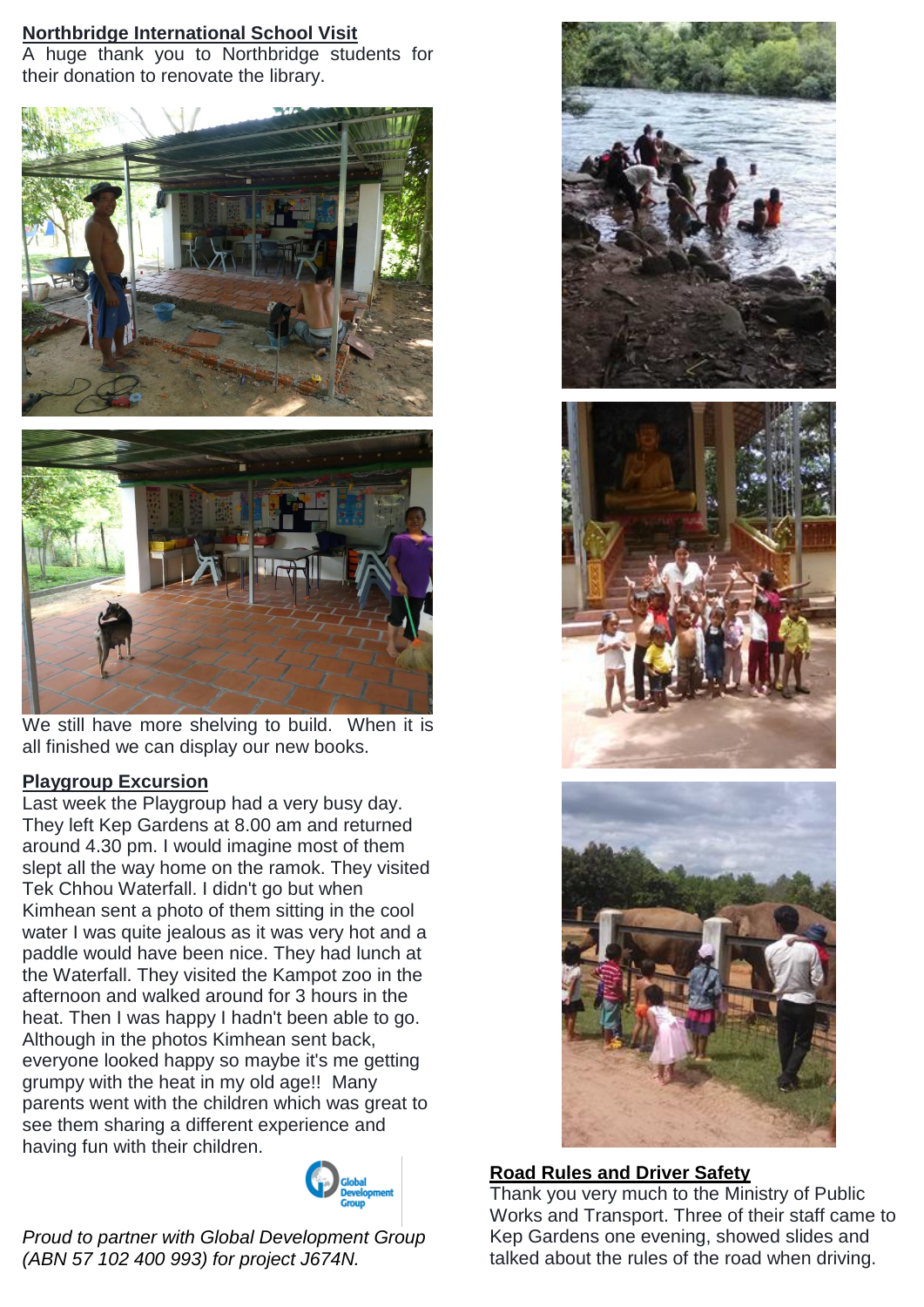## Northbridge International School Visit

A huge thank you to Northbridge students for their donation to renovate the library.

We still have more shelving to build. When it is all finished we can display our new books.

## Playgroup Excursion

Last week the Playgroup had a very busy day. They left Kep Gardens at 8.00 am and returned around 4.30 pm. I would imagine most of them slept all the way home on the ramok. They visited Tek Chhou Waterfall. I didn't go but when Kimhean sent a photo of them sitting in the cool water I was quite jealous as it was very hot and a paddle would have been nice. They had lunch at the Waterfall. They visited the Kampot zoo in the afternoon and walked around for 3 hours in the heat. Then I was happy I hadn't been able to go. Although in the photos Kimhean sent back, everyone looked happy so maybe it's me getting grumpy with the heat in my old age!! Many parents went with the children which was great to see them sharing a different experience and having fun with their children.

*Proud to partner with Global Development Group (ABN 57 102 400 993) for project J674N.*

## Road Rules and Driver Safety

Thank you very much to the Ministry of Public Works and Transport. Three of their staff came to Kep Gardens one evening, showed slides and talked about the rules of the road when driving.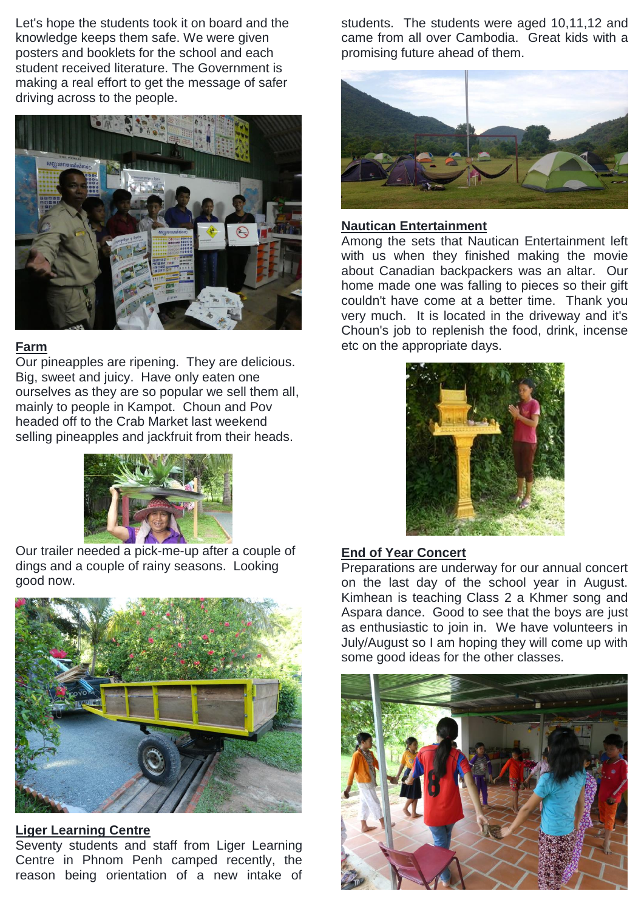Let's hope the students took it on board and the knowledge keeps them safe. We were given posters and booklets for the school and each student received literature. The Government is making a real effort to get the message of safer driving across to the people.

## Farm

Our pineapples are ripening. They are delicious. Big, sweet and juicy. Have only eaten one ourselves as they are so popular we sell them all, mainly to people in Kampot. Choun and Pov headed off to the Crab Market last weekend selling pineapples and jackfruit from their heads.

Our trailer needed a pick-me-up after a couple of dings and a couple of rainy seasons. Looking good now.

## Liger Learning Centre

Seventy students and staff from Liger Learning Centre in Phnom Penh camped recently, the reason being orientation of a new intake of students. The students were aged 10,11,12 and came from all over Cambodia. Great kids with a promising future ahead of them.

## Nautican Entertainment

Among the sets that Nautican Entertainment left with us when they finished making the movie about Canadian backpackers was an altar. Our home made one was falling to pieces so their gift couldn't have come at a better time. Thank you very much. It is located in the driveway and it's Choun's job to replenish the food, drink, incense etc on the appropriate days.

## End of Year Concert

Preparations are underway for our annual concert on the last day of the school year in August. Kimhean is teaching Class 2 a Khmer song and Aspara dance. Good to see that the boys are just as enthusiastic to join in. We have volunteers in July/August so I am hoping they will come up with some good ideas for the other classes.